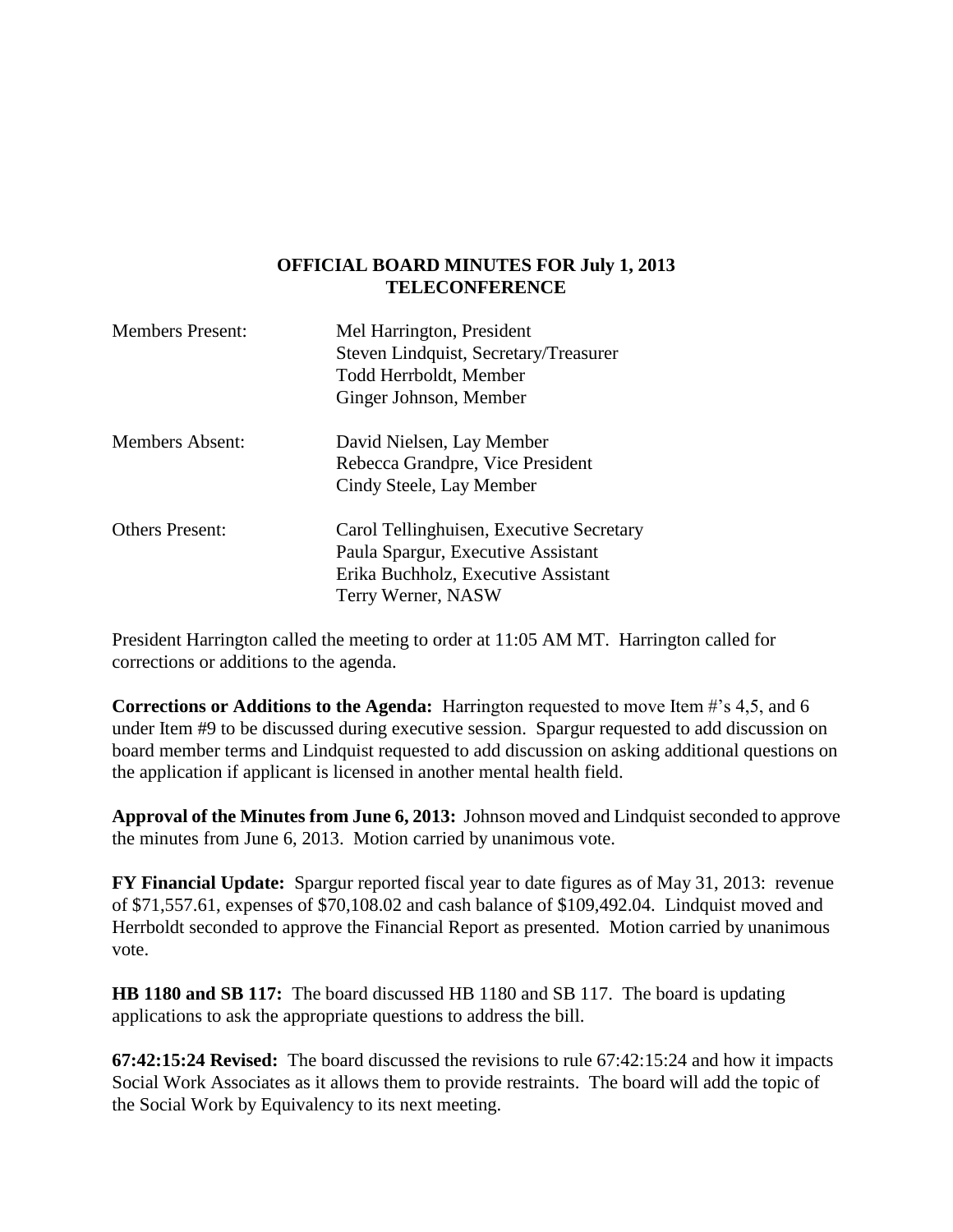# OFFICIAL BOARD MINUTES FOR July 1, 2013
## TELECONFERENCE

| | |
|---|---|
| Members Present: | Mel Harrington, President<br>Steven Lindquist, Secretary/Treasurer<br>Todd Herrboldt, Member<br>Ginger Johnson, Member |
| Members Absent: | David Nielsen, Lay Member<br>Rebecca Grandpre, Vice President<br>Cindy Steele, Lay Member |
| Others Present: | Carol Tellinghuisen, Executive Secretary<br>Paula Spargur, Executive Assistant<br>Erika Buchholz, Executive Assistant<br>Terry Werner, NASW |

President Harrington called the meeting to order at 11:05 AM MT. Harrington called for corrections or additions to the agenda.

**Corrections or Additions to the Agenda:** Harrington requested to move Item #'s 4,5, and 6 under Item #9 to be discussed during executive session. Spargur requested to add discussion on board member terms and Lindquist requested to add discussion on asking additional questions on the application if applicant is licensed in another mental health field.

**Approval of the Minutes from June 6, 2013:** Johnson moved and Lindquist seconded to approve the minutes from June 6, 2013. Motion carried by unanimous vote.

**FY Financial Update:** Spargur reported fiscal year to date figures as of May 31, 2013: revenue of $71,557.61, expenses of $70,108.02 and cash balance of $109,492.04. Lindquist moved and Herrboldt seconded to approve the Financial Report as presented. Motion carried by unanimous vote.

**HB 1180 and SB 117:** The board discussed HB 1180 and SB 117. The board is updating applications to ask the appropriate questions to address the bill.

**67:42:15:24 Revised:** The board discussed the revisions to rule 67:42:15:24 and how it impacts Social Work Associates as it allows them to provide restraints. The board will add the topic of the Social Work by Equivalency to its next meeting.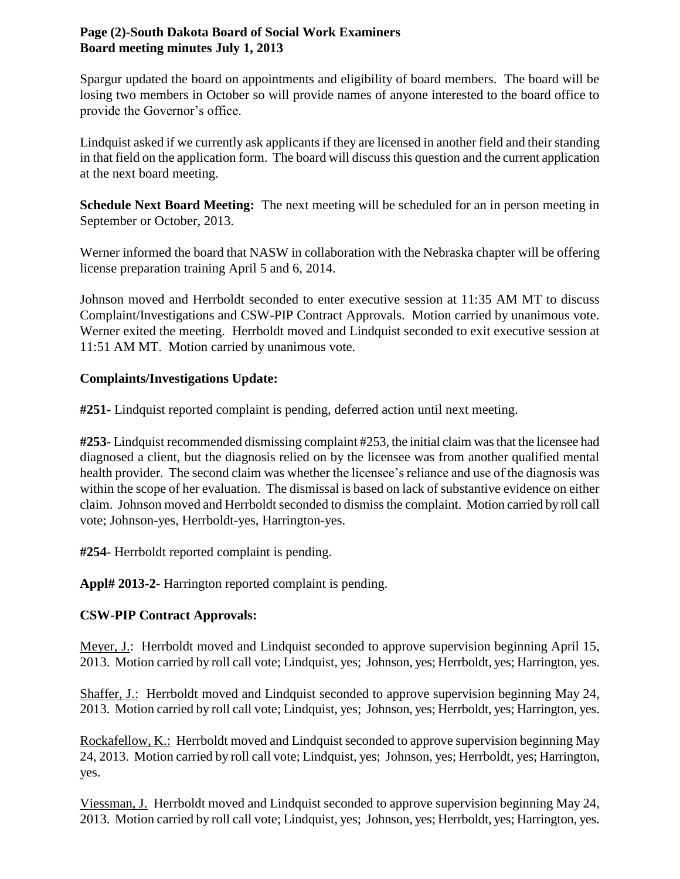Spargur updated the board on appointments and eligibility of board members. The board will be losing two members in October so will provide names of anyone interested to the board office to provide the Governor's office.

Lindquist asked if we currently ask applicants if they are licensed in another field and their standing in that field on the application form. The board will discuss this question and the current application at the next board meeting.

**Schedule Next Board Meeting:** The next meeting will be scheduled for an in person meeting in September or October, 2013.

Werner informed the board that NASW in collaboration with the Nebraska chapter will be offering license preparation training April 5 and 6, 2014.

Johnson moved and Herrboldt seconded to enter executive session at 11:35 AM MT to discuss Complaint/Investigations and CSW-PIP Contract Approvals. Motion carried by unanimous vote. Werner exited the meeting. Herrboldt moved and Lindquist seconded to exit executive session at 11:51 AM MT. Motion carried by unanimous vote.

**Complaints/Investigations Update:**

**#251-** Lindquist reported complaint is pending, deferred action until next meeting.

**#253**- Lindquist recommended dismissing complaint #253, the initial claim was that the licensee had diagnosed a client, but the diagnosis relied on by the licensee was from another qualified mental health provider. The second claim was whether the licensee's reliance and use of the diagnosis was within the scope of her evaluation. The dismissal is based on lack of substantive evidence on either claim. Johnson moved and Herrboldt seconded to dismiss the complaint. Motion carried by roll call vote; Johnson-yes, Herrboldt-yes, Harrington-yes.

**#254**- Herrboldt reported complaint is pending.

**Appl# 2013-2**- Harrington reported complaint is pending.

**CSW-PIP Contract Approvals:**

Meyer, J.: Herrboldt moved and Lindquist seconded to approve supervision beginning April 15, 2013. Motion carried by roll call vote; Lindquist, yes; Johnson, yes; Herrboldt, yes; Harrington, yes.

Shaffer, J.: Herrboldt moved and Lindquist seconded to approve supervision beginning May 24, 2013. Motion carried by roll call vote; Lindquist, yes; Johnson, yes; Herrboldt, yes; Harrington, yes.

Rockafellow, K.: Herrboldt moved and Lindquist seconded to approve supervision beginning May 24, 2013. Motion carried by roll call vote; Lindquist, yes; Johnson, yes; Herrboldt, yes; Harrington, yes.

Viessman, J. Herrboldt moved and Lindquist seconded to approve supervision beginning May 24, 2013. Motion carried by roll call vote; Lindquist, yes; Johnson, yes; Herrboldt, yes; Harrington, yes.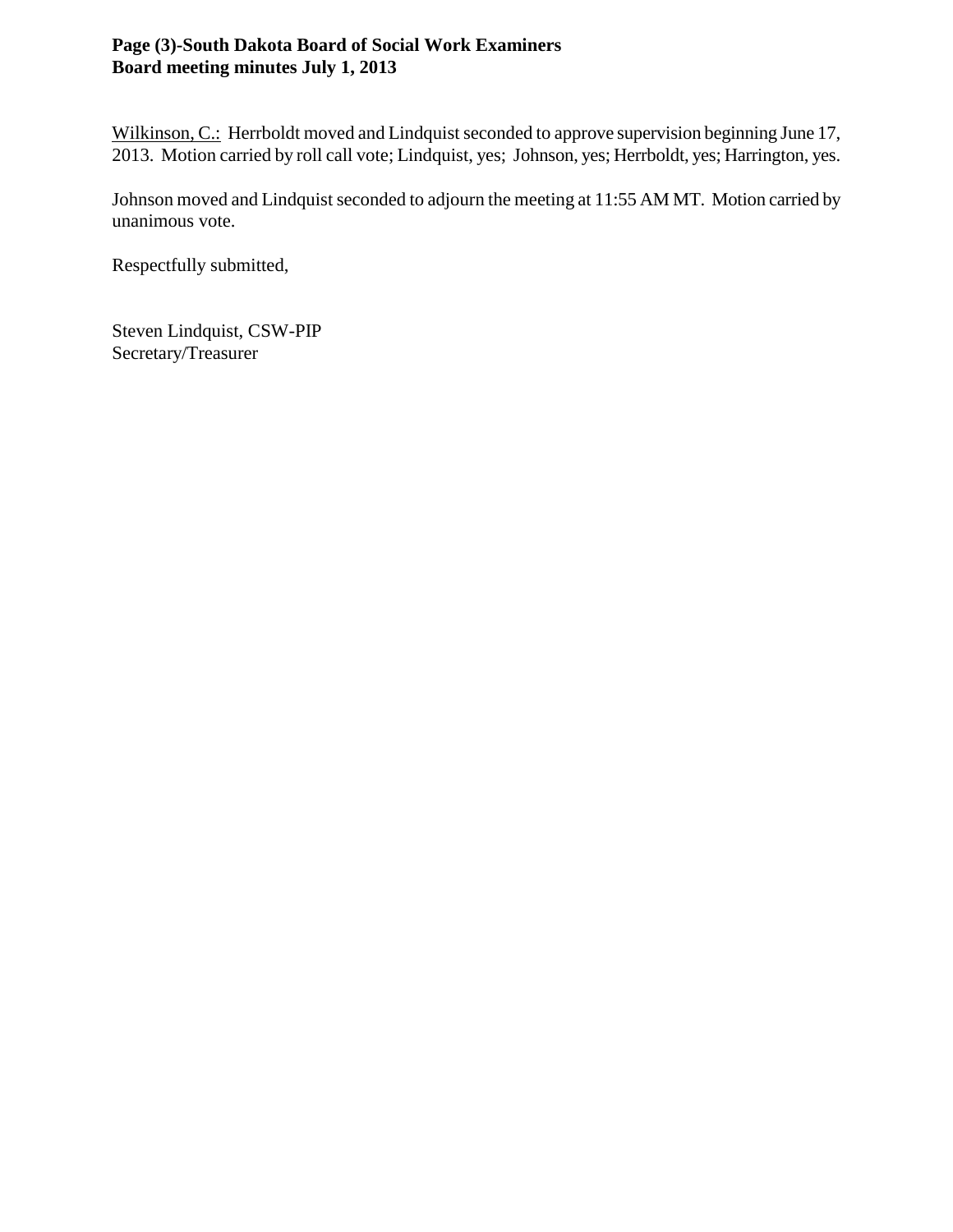Wilkinson, C.: Herrboldt moved and Lindquist seconded to approve supervision beginning June 17, 2013. Motion carried by roll call vote; Lindquist, yes; Johnson, yes; Herrboldt, yes; Harrington, yes.

Johnson moved and Lindquist seconded to adjourn the meeting at 11:55 AM MT. Motion carried by unanimous vote.

Respectfully submitted,

Steven Lindquist, CSW-PIP
Secretary/Treasurer